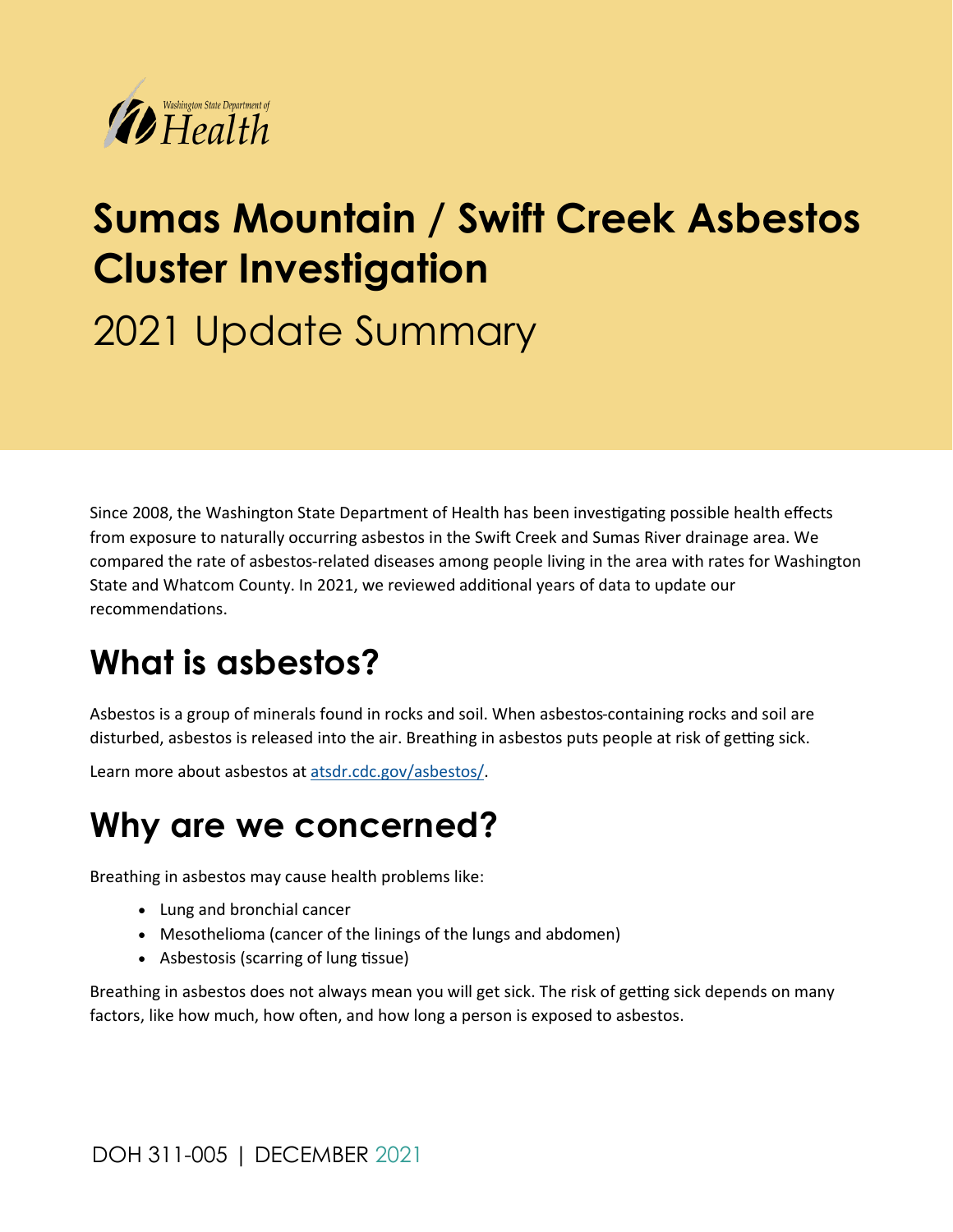Washington State Department of Health

# Sumas Mountain / Swift Creek Asbestos Cluster Investigation

2021 Update Summary

Since 2008, the Washington State Department of Health has been investigating possible health effects from exposure to naturally occurring asbestos in the Swift Creek and Sumas River drainage area. We compared the rate of asbestos-related diseases among people living in the area with rates for Washington State and Whatcom County. In 2021, we reviewed additional years of data to update our recommendations.

## What is asbestos?

Asbestos is a group of minerals found in rocks and soil. When asbestos-containing rocks and soil are disturbed, asbestos is released into the air. Breathing in asbestos puts people at risk of getting sick.

Learn more about asbestos at atsdr.cdc.gov/asbestos/.

## Why are we concerned?

Breathing in asbestos may cause health problems like:

- Lung and bronchial cancer
- Mesothelioma (cancer of the linings of the lungs and abdomen)
- Asbestosis (scarring of lung tissue)

Breathing in asbestos does not always mean you will get sick. The risk of getting sick depends on many factors, like how much, how often, and how long a person is exposed to asbestos.

DOH 311-005 | DECEMBER 2021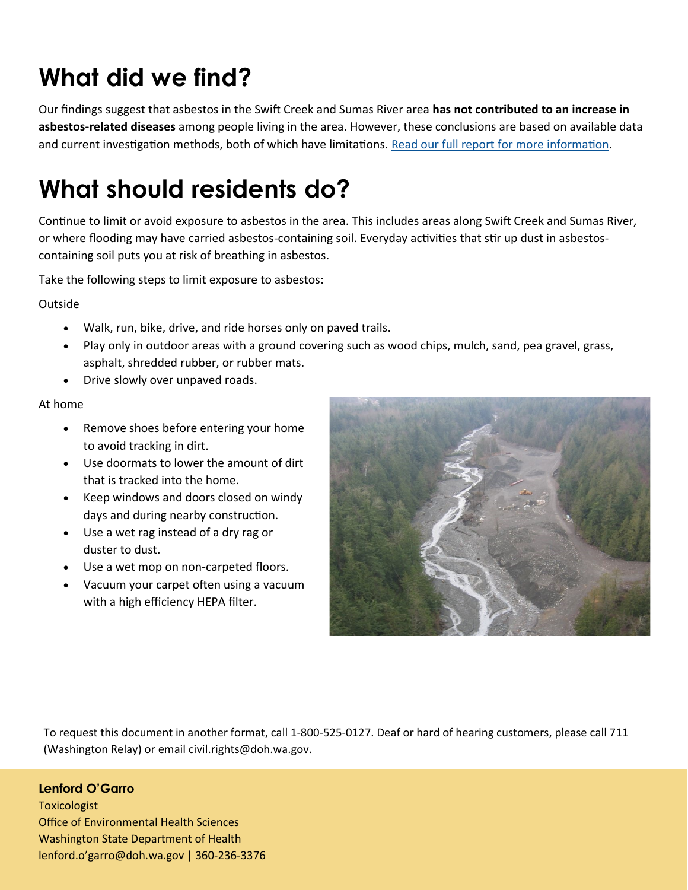# What did we find?

Our findings suggest that asbestos in the Swift Creek and Sumas River area **has not contributed to an increase in asbestos-related diseases** among people living in the area. However, these conclusions are based on available data and current investigation methods, both of which have limitations. [Read our full report for more information](#).

# What should residents do?

Continue to limit or avoid exposure to asbestos in the area. This includes areas along Swift Creek and Sumas River, or where flooding may have carried asbestos-containing soil. Everyday activities that stir up dust in asbestos-containing soil puts you at risk of breathing in asbestos.

Take the following steps to limit exposure to asbestos:

Outside

- Walk, run, bike, drive, and ride horses only on paved trails.
- Play only in outdoor areas with a ground covering such as wood chips, mulch, sand, pea gravel, grass, asphalt, shredded rubber, or rubber mats.
- Drive slowly over unpaved roads.

At home

- Remove shoes before entering your home to avoid tracking in dirt.
- Use doormats to lower the amount of dirt that is tracked into the home.
- Keep windows and doors closed on windy days and during nearby construction.
- Use a wet rag instead of a dry rag or duster to dust.
- Use a wet mop on non-carpeted floors.
- Vacuum your carpet often using a vacuum with a high efficiency HEPA filter.

To request this document in another format, call 1-800-525-0127. Deaf or hard of hearing customers, please call 711 (Washington Relay) or email civil.rights@doh.wa.gov.

**Lenford O'Garro**
Toxicologist
Office of Environmental Health Sciences
Washington State Department of Health
lenford.o'garro@doh.wa.gov | 360-236-3376